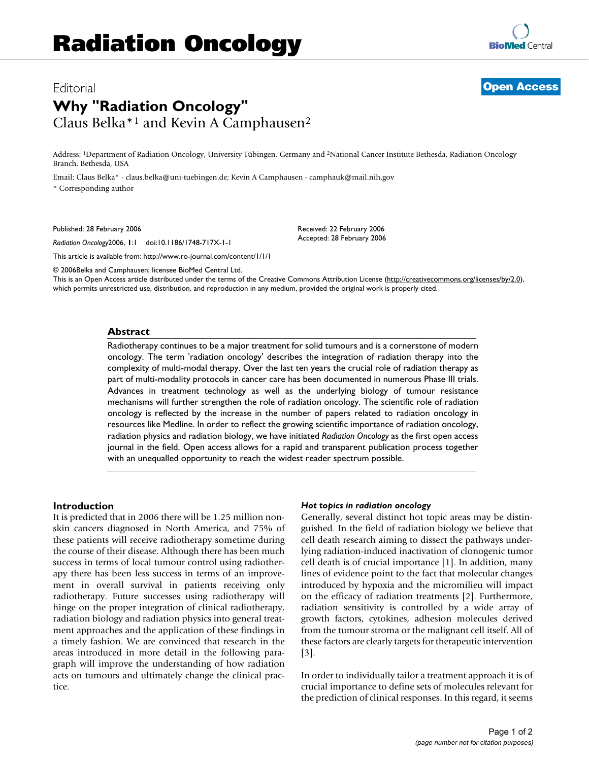# Radiation Oncology

Editorial

**Open Access**

# Why "Radiation Oncology"

Claus Belka*[1] and Kevin A Camphausen[2]

Address: [1]Department of Radiation Oncology, University Tübingen, Germany and [2]National Cancer Institute Bethesda, Radiation Oncology Branch, Bethesda, USA

Email: Claus Belka* - claus.belka@uni-tuebingen.de; Kevin A Camphausen - camphauk@mail.nih.gov

* Corresponding author

Published: 28 February 2006

*Radiation Oncology*2006, **1**:1 doi:10.1186/1748-717X-1-1

Received: 22 February 2006
Accepted: 28 February 2006

This article is available from: http://www.ro-journal.com/content/1/1/1

© 2006Belka and Camphausen; licensee BioMed Central Ltd.
This is an Open Access article distributed under the terms of the Creative Commons Attribution License (http://creativecommons.org/licenses/by/2.0), which permits unrestricted use, distribution, and reproduction in any medium, provided the original work is properly cited.

## Abstract

Radiotherapy continues to be a major treatment for solid tumours and is a cornerstone of modern oncology. The term 'radiation oncology' describes the integration of radiation therapy into the complexity of multi-modal therapy. Over the last ten years the crucial role of radiation therapy as part of multi-modality protocols in cancer care has been documented in numerous Phase III trials. Advances in treatment technology as well as the underlying biology of tumour resistance mechanisms will further strengthen the role of radiation oncology. The scientific role of radiation oncology is reflected by the increase in the number of papers related to radiation oncology in resources like Medline. In order to reflect the growing scientific importance of radiation oncology, radiation physics and radiation biology, we have initiated *Radiation Oncology* as the first open access journal in the field. Open access allows for a rapid and transparent publication process together with an unequalled opportunity to reach the widest reader spectrum possible.

## Introduction

It is predicted that in 2006 there will be 1.25 million non-skin cancers diagnosed in North America, and 75% of these patients will receive radiotherapy sometime during the course of their disease. Although there has been much success in terms of local tumour control using radiotherapy there has been less success in terms of an improvement in overall survival in patients receiving only radiotherapy. Future successes using radiotherapy will hinge on the proper integration of clinical radiotherapy, radiation biology and radiation physics into general treatment approaches and the application of these findings in a timely fashion. We are convinced that research in the areas introduced in more detail in the following paragraph will improve the understanding of how radiation acts on tumours and ultimately change the clinical practice.

### *Hot topics in radiation oncology*

Generally, several distinct hot topic areas may be distinguished. In the field of radiation biology we believe that cell death research aiming to dissect the pathways underlying radiation-induced inactivation of clonogenic tumor cell death is of crucial importance [1]. In addition, many lines of evidence point to the fact that molecular changes introduced by hypoxia and the micromilieu will impact on the efficacy of radiation treatments [2]. Furthermore, radiation sensitivity is controlled by a wide array of growth factors, cytokines, adhesion molecules derived from the tumour stroma or the malignant cell itself. All of these factors are clearly targets for therapeutic intervention [3].

In order to individually tailor a treatment approach it is of crucial importance to define sets of molecules relevant for the prediction of clinical responses. In this regard, it seems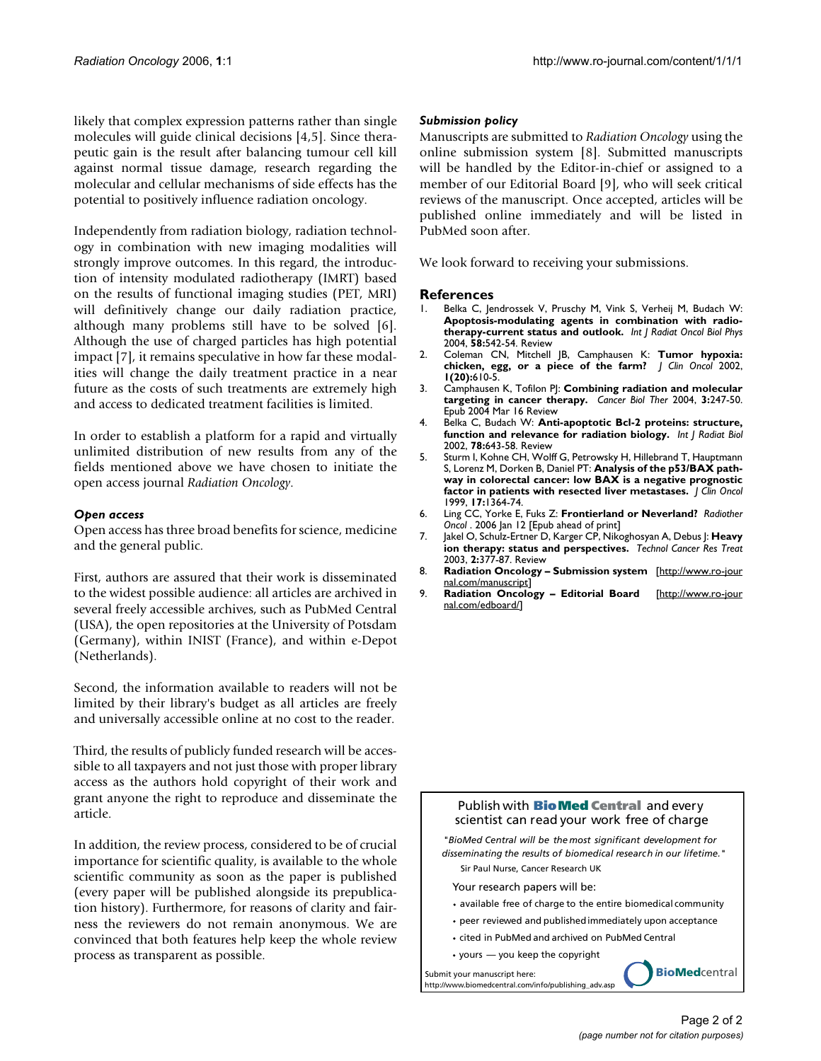likely that complex expression patterns rather than single molecules will guide clinical decisions [4,5]. Since therapeutic gain is the result after balancing tumour cell kill against normal tissue damage, research regarding the molecular and cellular mechanisms of side effects has the potential to positively influence radiation oncology.

Independently from radiation biology, radiation technology in combination with new imaging modalities will strongly improve outcomes. In this regard, the introduction of intensity modulated radiotherapy (IMRT) based on the results of functional imaging studies (PET, MRI) will definitively change our daily radiation practice, although many problems still have to be solved [6]. Although the use of charged particles has high potential impact [7], it remains speculative in how far these modalities will change the daily treatment practice in a near future as the costs of such treatments are extremely high and access to dedicated treatment facilities is limited.

In order to establish a platform for a rapid and virtually unlimited distribution of new results from any of the fields mentioned above we have chosen to initiate the open access journal *Radiation Oncology*.

### *Open access*

Open access has three broad benefits for science, medicine and the general public.

First, authors are assured that their work is disseminated to the widest possible audience: all articles are archived in several freely accessible archives, such as PubMed Central (USA), the open repositories at the University of Potsdam (Germany), within INIST (France), and within e-Depot (Netherlands).

Second, the information available to readers will not be limited by their library's budget as all articles are freely and universally accessible online at no cost to the reader.

Third, the results of publicly funded research will be accessible to all taxpayers and not just those with proper library access as the authors hold copyright of their work and grant anyone the right to reproduce and disseminate the article.

In addition, the review process, considered to be of crucial importance for scientific quality, is available to the whole scientific community as soon as the paper is published (every paper will be published alongside its prepublication history). Furthermore, for reasons of clarity and fairness the reviewers do not remain anonymous. We are convinced that both features help keep the whole review process as transparent as possible.

### *Submission policy*

Manuscripts are submitted to *Radiation Oncology* using the online submission system [8]. Submitted manuscripts will be handled by the Editor-in-chief or assigned to a member of our Editorial Board [9], who will seek critical reviews of the manuscript. Once accepted, articles will be published online immediately and will be listed in PubMed soon after.

We look forward to receiving your submissions.

## References

1. Belka C, Jendrossek V, Pruschy M, Vink S, Verheij M, Budach W: **Apoptosis-modulating agents in combination with radiotherapy-current status and outlook.** *Int J Radiat Oncol Biol Phys* 2004, **58:**542-54. Review
2. Coleman CN, Mitchell JB, Camphausen K: **Tumor hypoxia: chicken, egg, or a piece of the farm?** *J Clin Oncol* 2002, **1(20):**610-5.
3. Camphausen K, Tofilon PJ: **Combining radiation and molecular targeting in cancer therapy.** *Cancer Biol Ther* 2004, **3:**247-50. Epub 2004 Mar 16 Review
4. Belka C, Budach W: **Anti-apoptotic Bcl-2 proteins: structure, function and relevance for radiation biology.** *Int J Radiat Biol* 2002, **78:**643-58. Review
5. Sturm I, Kohne CH, Wolff G, Petrowsky H, Hillebrand T, Hauptmann S, Lorenz M, Dorken B, Daniel PT: **Analysis of the p53/BAX pathway in colorectal cancer: low BAX is a negative prognostic factor in patients with resected liver metastases.** *J Clin Oncol* 1999, **17:**1364-74.
6. Ling CC, Yorke E, Fuks Z: **Frontierland or Neverland?** *Radiother Oncol* . 2006 Jan 12 [Epub ahead of print]
7. Jakel O, Schulz-Ertner D, Karger CP, Nikoghosyan A, Debus J: **Heavy ion therapy: status and perspectives.** *Technol Cancer Res Treat* 2003, **2:**377-87. Review
8. **Radiation Oncology – Submission system** [http://www.ro-journal.com/manuscript]
9. **Radiation Oncology – Editorial Board** [http://www.ro-journal.com/edboard/]

Publish with **BioMed Central** and every scientist can read your work free of charge

*"BioMed Central will be the most significant development for disseminating the results of biomedical research in our lifetime."*
Sir Paul Nurse, Cancer Research UK

Your research papers will be:

- available free of charge to the entire biomedical community
- peer reviewed and published immediately upon acceptance
- cited in PubMed and archived on PubMed Central
- yours — you keep the copyright

Submit your manuscript here:
http://www.biomedcentral.com/info/publishing_adv.asp

BioMedcentral